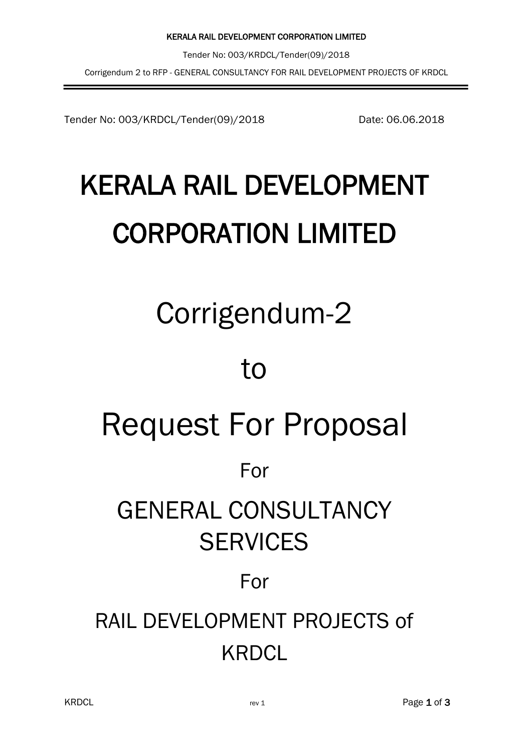Tender No: 003/KRDCL/Tender(09)/2018 Date: 06.06.2018

# KERALA RAIL DEVELOPMENT CORPORATION LIMITED

# Corrigendum-2

# to

# Request For Proposal

## For

## GENERAL CONSULTANCY SERVICES

## For

## RAIL DEVELOPMENT PROJECTS of KRDCL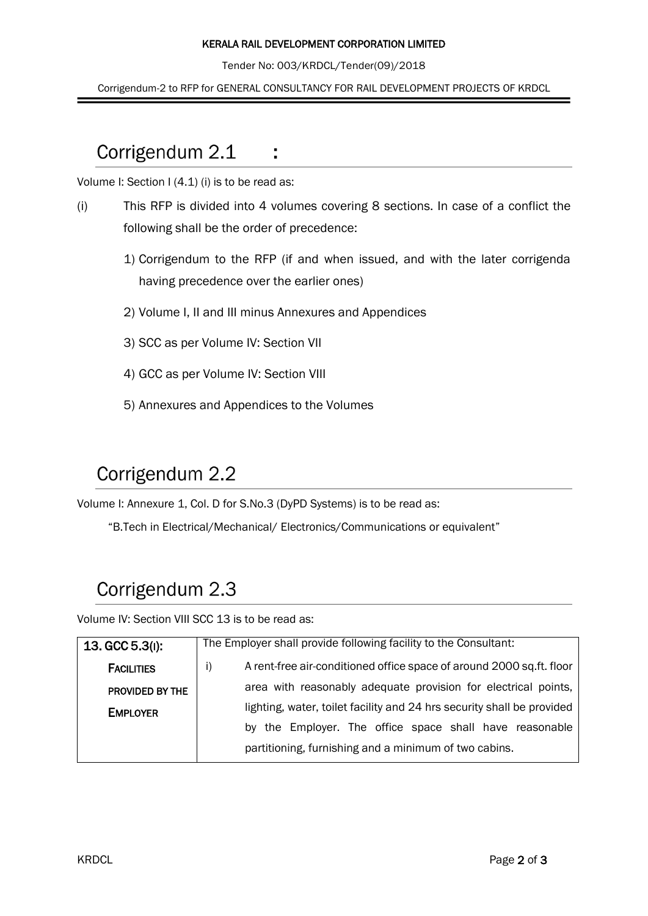## Corrigendum 2.1 :

Volume I: Section I (4.1) (i) is to be read as:

(i) This RFP is divided into 4 volumes covering 8 sections. In case of a conflict the following shall be the order of precedence:

1) Corrigendum to the RFP (if and when issued, and with the later corrigenda having precedence over the earlier ones)
2) Volume I, II and III minus Annexures and Appendices
3) SCC as per Volume IV: Section VII
4) GCC as per Volume IV: Section VIII
5) Annexures and Appendices to the Volumes

## Corrigendum 2.2

Volume I: Annexure 1, Col. D for S.No.3 (DyPD Systems) is to be read as:

"B.Tech in Electrical/Mechanical/ Electronics/Communications or equivalent"

## Corrigendum 2.3

Volume IV: Section VIII SCC 13 is to be read as:

| 13. GCC 5.3(I): FACILITIES PROVIDED BY THE EMPLOYER | The Employer shall provide following facility to the Consultant: i) A rent-free air-conditioned office space of around 2000 sq.ft. floor area with reasonably adequate provision for electrical points, lighting, water, toilet facility and 24 hrs security shall be provided by the Employer. The office space shall have reasonable partitioning, furnishing and a minimum of two cabins. |
|---|---|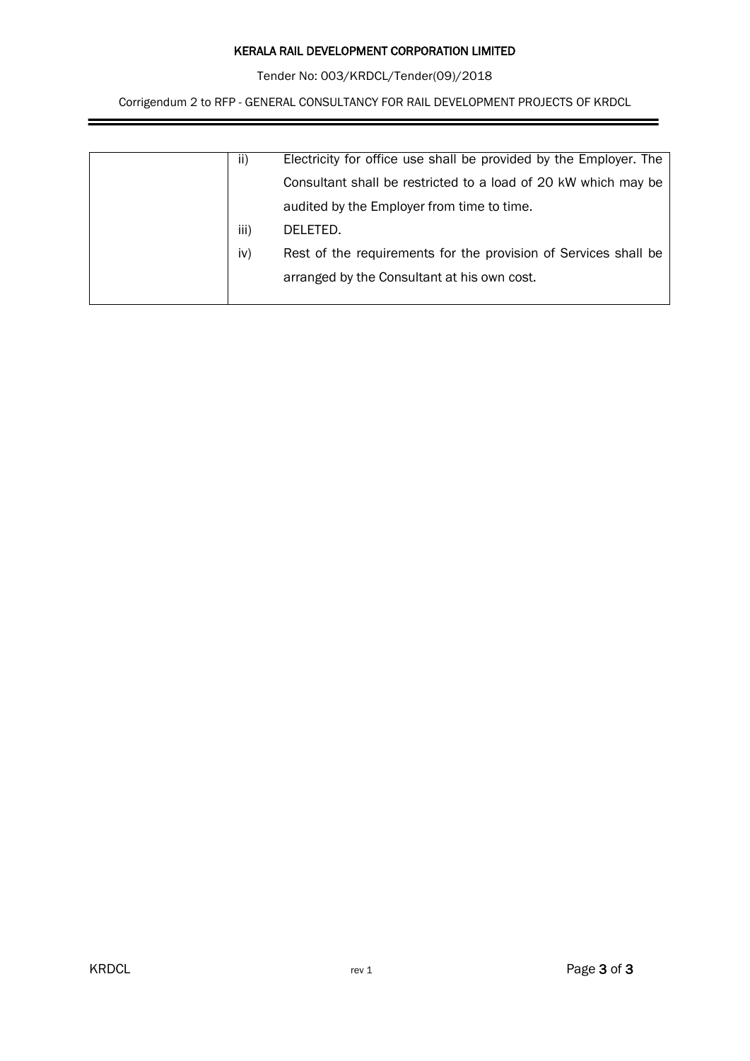| | |
|---|---|
| | ii) Electricity for office use shall be provided by the Employer. The Consultant shall be restricted to a load of 20 kW which may be audited by the Employer from time to time.<br>iii) DELETED.<br>iv) Rest of the requirements for the provision of Services shall be arranged by the Consultant at his own cost. |